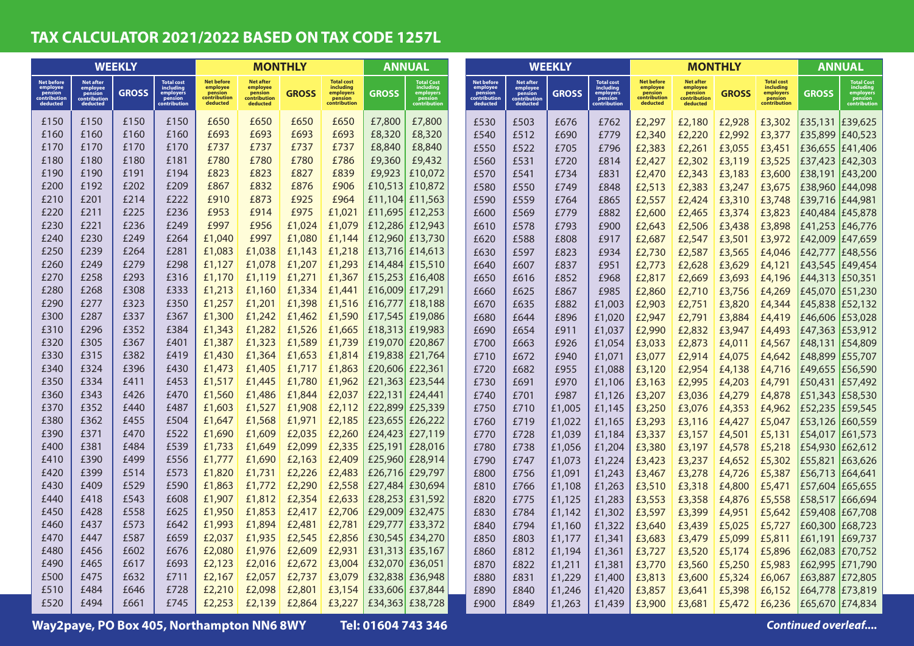# TAX CALCULATOR 2021/2022 BASED ON TAX CODE 1257L

| WEEKLY | | | | MONTHLY | | | | ANNUAL | |
|---|---|---|---|---|---|---|---|---|---|
| Net before employee pension contribution deducted | Net after employee pension contribution deducted | GROSS | Total cost including employers pension contribution | Net before employee pension contribution deducted | Net after employee pension contribution deducted | GROSS | Total cost including employers pension contribution | GROSS | Total Cost including employers pension contribution |
| £150 | £150 | £150 | £150 | £650 | £650 | £650 | £650 | £7,800 | £7,800 |
| £160 | £160 | £160 | £160 | £693 | £693 | £693 | £693 | £8,320 | £8,320 |
| £170 | £170 | £170 | £170 | £737 | £737 | £737 | £737 | £8,840 | £8,840 |
| £180 | £180 | £180 | £181 | £780 | £780 | £780 | £786 | £9,360 | £9,432 |
| £190 | £190 | £191 | £194 | £823 | £823 | £827 | £839 | £9,923 | £10,072 |
| £200 | £192 | £202 | £209 | £867 | £832 | £876 | £906 | £10,513 | £10,872 |
| £210 | £201 | £214 | £222 | £910 | £873 | £925 | £964 | £11,104 | £11,563 |
| £220 | £211 | £225 | £236 | £953 | £914 | £975 | £1,021 | £11,695 | £12,253 |
| £230 | £221 | £236 | £249 | £997 | £956 | £1,024 | £1,079 | £12,286 | £12,943 |
| £240 | £230 | £249 | £264 | £1,040 | £997 | £1,080 | £1,144 | £12,960 | £13,730 |
| £250 | £239 | £264 | £281 | £1,083 | £1,038 | £1,143 | £1,218 | £13,716 | £14,613 |
| £260 | £249 | £279 | £298 | £1,127 | £1,078 | £1,207 | £1,293 | £14,484 | £15,510 |
| £270 | £258 | £293 | £316 | £1,170 | £1,119 | £1,271 | £1,367 | £15,253 | £16,408 |
| £280 | £268 | £308 | £333 | £1,213 | £1,160 | £1,334 | £1,441 | £16,009 | £17,291 |
| £290 | £277 | £323 | £350 | £1,257 | £1,201 | £1,398 | £1,516 | £16,777 | £18,188 |
| £300 | £287 | £337 | £367 | £1,300 | £1,242 | £1,462 | £1,590 | £17,545 | £19,086 |
| £310 | £296 | £352 | £384 | £1,343 | £1,282 | £1,526 | £1,665 | £18,313 | £19,983 |
| £320 | £305 | £367 | £401 | £1,387 | £1,323 | £1,589 | £1,739 | £19,070 | £20,867 |
| £330 | £315 | £382 | £419 | £1,430 | £1,364 | £1,653 | £1,814 | £19,838 | £21,764 |
| £340 | £324 | £396 | £430 | £1,473 | £1,405 | £1,717 | £1,863 | £20,606 | £22,361 |
| £350 | £334 | £411 | £453 | £1,517 | £1,445 | £1,780 | £1,962 | £21,363 | £23,544 |
| £360 | £343 | £426 | £470 | £1,560 | £1,486 | £1,844 | £2,037 | £22,131 | £24,441 |
| £370 | £352 | £440 | £487 | £1,603 | £1,527 | £1,908 | £2,112 | £22,899 | £25,339 |
| £380 | £362 | £455 | £504 | £1,647 | £1,568 | £1,971 | £2,185 | £23,655 | £26,222 |
| £390 | £371 | £470 | £522 | £1,690 | £1,609 | £2,035 | £2,260 | £24,423 | £27,119 |
| £400 | £381 | £484 | £539 | £1,733 | £1,649 | £2,099 | £2,335 | £25,191 | £28,016 |
| £410 | £390 | £499 | £556 | £1,777 | £1,690 | £2,163 | £2,409 | £25,960 | £28,914 |
| £420 | £399 | £514 | £573 | £1,820 | £1,731 | £2,226 | £2,483 | £26,716 | £29,797 |
| £430 | £409 | £529 | £590 | £1,863 | £1,772 | £2,290 | £2,558 | £27,484 | £30,694 |
| £440 | £418 | £543 | £608 | £1,907 | £1,812 | £2,354 | £2,633 | £28,253 | £31,592 |
| £450 | £428 | £558 | £625 | £1,950 | £1,853 | £2,417 | £2,706 | £29,009 | £32,475 |
| £460 | £437 | £573 | £642 | £1,993 | £1,894 | £2,481 | £2,781 | £29,777 | £33,372 |
| £470 | £447 | £587 | £659 | £2,037 | £1,935 | £2,545 | £2,856 | £30,545 | £34,270 |
| £480 | £456 | £602 | £676 | £2,080 | £1,976 | £2,609 | £2,931 | £31,313 | £35,167 |
| £490 | £465 | £617 | £693 | £2,123 | £2,016 | £2,672 | £3,004 | £32,070 | £36,051 |
| £500 | £475 | £632 | £711 | £2,167 | £2,057 | £2,737 | £3,079 | £32,838 | £36,948 |
| £510 | £484 | £646 | £728 | £2,210 | £2,098 | £2,801 | £3,154 | £33,606 | £37,844 |
| £520 | £494 | £661 | £745 | £2,253 | £2,139 | £2,864 | £3,227 | £34,363 | £38,728 |
| £530 | £503 | £676 | £762 | £2,297 | £2,180 | £2,928 | £3,302 | £35,131 | £39,625 |
| £540 | £512 | £690 | £779 | £2,340 | £2,220 | £2,992 | £3,377 | £35,899 | £40,523 |
| £550 | £522 | £705 | £796 | £2,383 | £2,261 | £3,055 | £3,451 | £36,655 | £41,406 |
| £560 | £531 | £720 | £814 | £2,427 | £2,302 | £3,119 | £3,525 | £37,423 | £42,303 |
| £570 | £541 | £734 | £831 | £2,470 | £2,343 | £3,183 | £3,600 | £38,191 | £43,200 |
| £580 | £550 | £749 | £848 | £2,513 | £2,383 | £3,247 | £3,675 | £38,960 | £44,098 |
| £590 | £559 | £764 | £865 | £2,557 | £2,424 | £3,310 | £3,748 | £39,716 | £44,981 |
| £600 | £569 | £779 | £882 | £2,600 | £2,465 | £3,374 | £3,823 | £40,484 | £45,878 |
| £610 | £578 | £793 | £900 | £2,643 | £2,506 | £3,438 | £3,898 | £41,253 | £46,776 |
| £620 | £588 | £808 | £917 | £2,687 | £2,547 | £3,501 | £3,972 | £42,009 | £47,659 |
| £630 | £597 | £823 | £934 | £2,730 | £2,587 | £3,565 | £4,046 | £42,777 | £48,556 |
| £640 | £607 | £837 | £951 | £2,773 | £2,628 | £3,629 | £4,121 | £43,545 | £49,454 |
| £650 | £616 | £852 | £968 | £2,817 | £2,669 | £3,693 | £4,196 | £44,313 | £50,351 |
| £660 | £625 | £867 | £985 | £2,860 | £2,710 | £3,756 | £4,269 | £45,070 | £51,230 |
| £670 | £635 | £882 | £1,003 | £2,903 | £2,751 | £3,820 | £4,344 | £45,838 | £52,132 |
| £680 | £644 | £896 | £1,020 | £2,947 | £2,791 | £3,884 | £4,419 | £46,606 | £53,028 |
| £690 | £654 | £911 | £1,037 | £2,990 | £2,832 | £3,947 | £4,493 | £47,363 | £53,912 |
| £700 | £663 | £926 | £1,054 | £3,033 | £2,873 | £4,011 | £4,567 | £48,131 | £54,809 |
| £710 | £672 | £940 | £1,071 | £3,077 | £2,914 | £4,075 | £4,642 | £48,899 | £55,707 |
| £720 | £682 | £955 | £1,088 | £3,120 | £2,954 | £4,138 | £4,716 | £49,655 | £56,590 |
| £730 | £691 | £970 | £1,106 | £3,163 | £2,995 | £4,203 | £4,791 | £50,431 | £57,492 |
| £740 | £701 | £987 | £1,126 | £3,207 | £3,036 | £4,279 | £4,878 | £51,343 | £58,530 |
| £750 | £710 | £1,005 | £1,145 | £3,250 | £3,076 | £4,353 | £4,962 | £52,235 | £59,545 |
| £760 | £719 | £1,022 | £1,165 | £3,293 | £3,116 | £4,427 | £5,047 | £53,126 | £60,559 |
| £770 | £728 | £1,039 | £1,184 | £3,337 | £3,157 | £4,501 | £5,131 | £54,017 | £61,573 |
| £780 | £738 | £1,056 | £1,204 | £3,380 | £3,197 | £4,578 | £5,218 | £54,930 | £62,612 |
| £790 | £747 | £1,073 | £1,224 | £3,423 | £3,237 | £4,652 | £5,302 | £55,821 | £63,626 |
| £800 | £756 | £1,091 | £1,243 | £3,467 | £3,278 | £4,726 | £5,387 | £56,713 | £64,641 |
| £810 | £766 | £1,108 | £1,263 | £3,510 | £3,318 | £4,800 | £5,471 | £57,604 | £65,655 |
| £820 | £775 | £1,125 | £1,283 | £3,553 | £3,358 | £4,876 | £5,558 | £58,517 | £66,694 |
| £830 | £784 | £1,142 | £1,302 | £3,597 | £3,399 | £4,951 | £5,642 | £59,408 | £67,708 |
| £840 | £794 | £1,160 | £1,322 | £3,640 | £3,439 | £5,025 | £5,727 | £60,300 | £68,723 |
| £850 | £803 | £1,177 | £1,341 | £3,683 | £3,479 | £5,099 | £5,811 | £61,191 | £69,737 |
| £860 | £812 | £1,194 | £1,361 | £3,727 | £3,520 | £5,174 | £5,896 | £62,083 | £70,752 |
| £870 | £822 | £1,211 | £1,381 | £3,770 | £3,560 | £5,250 | £5,983 | £62,995 | £71,790 |
| £880 | £831 | £1,229 | £1,400 | £3,813 | £3,600 | £5,324 | £6,067 | £63,887 | £72,805 |
| £890 | £840 | £1,246 | £1,420 | £3,857 | £3,641 | £5,398 | £6,152 | £64,778 | £73,819 |
| £900 | £849 | £1,263 | £1,439 | £3,900 | £3,681 | £5,472 | £6,236 | £65,670 | £74,834 |

**Way2paye, PO Box 405, Northampton NN6 8WY** **Tel: 01604 743 346**

***Continued overleaf....***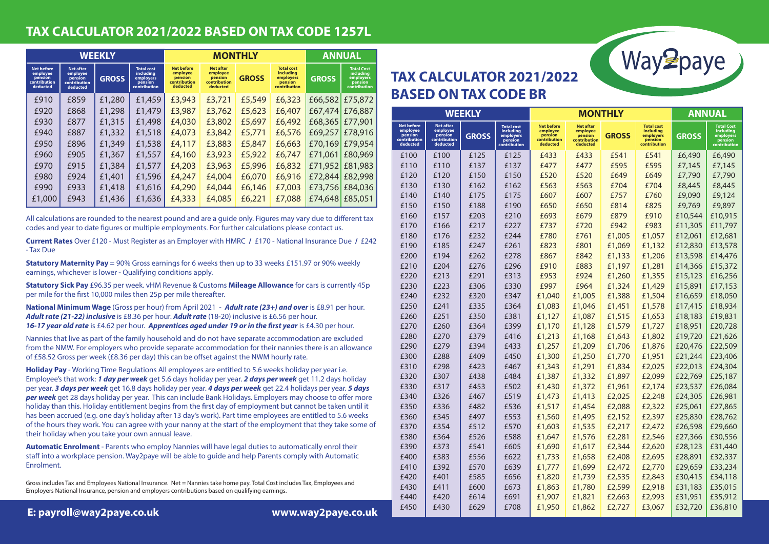# TAX CALCULATOR 2021/2022 BASED ON TAX CODE 1257L

| WEEKLY | | | | MONTHLY | | | | ANNUAL | |
|---|---|---|---|---|---|---|---|---|---|
| Net before employee pension contribution deducted | Net after employee pension contribution deducted | GROSS | Total cost including employers pension contribution | Net before employee pension contribution deducted | Net after employee pension contribution deducted | GROSS | Total cost including employers pension contribution | GROSS | Total Cost including employers pension contribution |
| £910 | £859 | £1,280 | £1,459 | £3,943 | £3,721 | £5,549 | £6,323 | £66,582 | £75,872 |
| £920 | £868 | £1,298 | £1,479 | £3,987 | £3,762 | £5,623 | £6,407 | £67,474 | £76,887 |
| £930 | £877 | £1,315 | £1,498 | £4,030 | £3,802 | £5,697 | £6,492 | £68,365 | £77,901 |
| £940 | £887 | £1,332 | £1,518 | £4,073 | £3,842 | £5,771 | £6,576 | £69,257 | £78,916 |
| £950 | £896 | £1,349 | £1,538 | £4,117 | £3,883 | £5,847 | £6,663 | £70,169 | £79,954 |
| £960 | £905 | £1,367 | £1,557 | £4,160 | £3,923 | £5,922 | £6,747 | £71,061 | £80,969 |
| £970 | £915 | £1,384 | £1,577 | £4,203 | £3,963 | £5,996 | £6,832 | £71,952 | £81,983 |
| £980 | £924 | £1,401 | £1,596 | £4,247 | £4,004 | £6,070 | £6,916 | £72,844 | £82,998 |
| £990 | £933 | £1,418 | £1,616 | £4,290 | £4,044 | £6,146 | £7,003 | £73,756 | £84,036 |
| £1,000 | £943 | £1,436 | £1,636 | £4,333 | £4,085 | £6,221 | £7,088 | £74,648 | £85,051 |

All calculations are rounded to the nearest pound and are a guide only. Figures may vary due to different tax codes and year to date figures or multiple employments. For further calculations please contact us.

**Current Rates** Over £120 - Must Register as an Employer with HMRC / £170 - National Insurance Due / £242 - Tax Due

**Statutory Maternity Pay** = 90% Gross earnings for 6 weeks then up to 33 weeks £151.97 or 90% weekly earnings, whichever is lower - Qualifying conditions apply.

**Statutory Sick Pay** £96.35 per week. vHM Revenue & Customs **Mileage Allowance** for cars is currently 45p per mile for the first 10,000 miles then 25p per mile thereafter.

**National Minimum Wage** (Gross per hour) from April 2021 - ***Adult rate (23+) and over*** is £8.91 per hour. ***Adult rate (21-22) inclusive*** is £8.36 per hour. ***Adult rate*** (18-20) inclusive is £6.56 per hour. ***16-17 year old rate*** is £4.62 per hour. ***Apprentices aged under 19 or in the first year*** is £4.30 per hour.

Nannies that live as part of the family household and do not have separate accommodation are excluded from the NMW. For employers who provide separate accommodation for their nannies there is an allowance of £58.52 Gross per week (£8.36 per day) this can be offset against the NWM hourly rate.

**Holiday Pay** - Working Time Regulations All employees are entitled to 5.6 weeks holiday per year i.e. Employee's that work: ***1 day per week*** get 5.6 days holiday per year. ***2 days per week*** get 11.2 days holiday per year. ***3 days per week*** get 16.8 days holiday per year. ***4 days per week*** get 22.4 holidays per year. ***5 days per week*** get 28 days holiday per year. This can include Bank Holidays. Employers may choose to offer more holiday than this. Holiday entitlement begins from the first day of employment but cannot be taken until it has been accrued (e.g. one day's holiday after 13 day's work). Part time employees are entitled to 5.6 weeks of the hours they work. You can agree with your nanny at the start of the employment that they take some of their holiday when you take your own annual leave.

**Automatic Enrolment** - Parents who employ Nannies will have legal duties to automatically enrol their staff into a workplace pension. Way2paye will be able to guide and help Parents comply with Automatic Enrolment.

Gross includes Tax and Employees National Insurance. Net = Nannies take home pay. Total Cost includes Tax, Employees and Employers National Insurance, pension and employers contributions based on qualifying earnings.

**E: payroll@way2paye.co.uk** **www.way2paye.co.uk**

# TAX CALCULATOR 2021/2022 BASED ON TAX CODE BR

Way2paye

| WEEKLY | | | | MONTHLY | | | | ANNUAL | |
|---|---|---|---|---|---|---|---|---|---|
| Net before employee pension contribution deducted | Net after employee pension contribution deducted | GROSS | Total cost including employers pension contribution | Net before employee pension contribution deducted | Net after employee pension contribution deducted | GROSS | Total cost including employers pension contribution | GROSS | Total Cost including employers pension contribution |
| £100 | £100 | £125 | £125 | £433 | £433 | £541 | £541 | £6,490 | £6,490 |
| £110 | £110 | £137 | £137 | £477 | £477 | £595 | £595 | £7,145 | £7,145 |
| £120 | £120 | £150 | £150 | £520 | £520 | £649 | £649 | £7,790 | £7,790 |
| £130 | £130 | £162 | £162 | £563 | £563 | £704 | £704 | £8,445 | £8,445 |
| £140 | £140 | £175 | £175 | £607 | £607 | £757 | £760 | £9,090 | £9,124 |
| £150 | £150 | £188 | £190 | £650 | £650 | £814 | £825 | £9,769 | £9,897 |
| £160 | £157 | £203 | £210 | £693 | £679 | £879 | £910 | £10,544 | £10,915 |
| £170 | £166 | £217 | £227 | £737 | £720 | £942 | £983 | £11,305 | £11,797 |
| £180 | £176 | £232 | £244 | £780 | £761 | £1,005 | £1,057 | £12,061 | £12,681 |
| £190 | £185 | £247 | £261 | £823 | £801 | £1,069 | £1,132 | £12,830 | £13,578 |
| £200 | £194 | £262 | £278 | £867 | £842 | £1,133 | £1,206 | £13,598 | £14,476 |
| £210 | £204 | £276 | £296 | £910 | £883 | £1,197 | £1,281 | £14,366 | £15,372 |
| £220 | £213 | £291 | £313 | £953 | £924 | £1,260 | £1,355 | £15,123 | £16,256 |
| £230 | £223 | £306 | £330 | £997 | £964 | £1,324 | £1,429 | £15,891 | £17,153 |
| £240 | £232 | £320 | £347 | £1,040 | £1,005 | £1,388 | £1,504 | £16,659 | £18,050 |
| £250 | £241 | £335 | £364 | £1,083 | £1,046 | £1,451 | £1,578 | £17,415 | £18,934 |
| £260 | £251 | £350 | £381 | £1,127 | £1,087 | £1,515 | £1,653 | £18,183 | £19,831 |
| £270 | £260 | £364 | £399 | £1,170 | £1,128 | £1,579 | £1,727 | £18,951 | £20,728 |
| £280 | £270 | £379 | £416 | £1,213 | £1,168 | £1,643 | £1,802 | £19,720 | £21,626 |
| £290 | £279 | £394 | £433 | £1,257 | £1,209 | £1,706 | £1,876 | £20,476 | £22,509 |
| £300 | £288 | £409 | £450 | £1,300 | £1,250 | £1,770 | £1,951 | £21,244 | £23,406 |
| £310 | £298 | £423 | £467 | £1,343 | £1,291 | £1,834 | £2,025 | £22,013 | £24,304 |
| £320 | £307 | £438 | £484 | £1,387 | £1,332 | £1,897 | £2,099 | £22,769 | £25,187 |
| £330 | £317 | £453 | £502 | £1,430 | £1,372 | £1,961 | £2,174 | £23,537 | £26,084 |
| £340 | £326 | £467 | £519 | £1,473 | £1,413 | £2,025 | £2,248 | £24,305 | £26,981 |
| £350 | £336 | £482 | £536 | £1,517 | £1,454 | £2,088 | £2,322 | £25,061 | £27,865 |
| £360 | £345 | £497 | £553 | £1,560 | £1,495 | £2,152 | £2,397 | £25,830 | £28,762 |
| £370 | £354 | £512 | £570 | £1,603 | £1,535 | £2,217 | £2,472 | £26,598 | £29,660 |
| £380 | £364 | £526 | £588 | £1,647 | £1,576 | £2,281 | £2,546 | £27,366 | £30,556 |
| £390 | £373 | £541 | £605 | £1,690 | £1,617 | £2,344 | £2,620 | £28,123 | £31,440 |
| £400 | £383 | £556 | £622 | £1,733 | £1,658 | £2,408 | £2,695 | £28,891 | £32,337 |
| £410 | £392 | £570 | £639 | £1,777 | £1,699 | £2,472 | £2,770 | £29,659 | £33,234 |
| £420 | £401 | £585 | £656 | £1,820 | £1,739 | £2,535 | £2,843 | £30,415 | £34,118 |
| £430 | £411 | £600 | £673 | £1,863 | £1,780 | £2,599 | £2,918 | £31,183 | £35,015 |
| £440 | £420 | £614 | £691 | £1,907 | £1,821 | £2,663 | £2,993 | £31,951 | £35,912 |
| £450 | £430 | £629 | £708 | £1,950 | £1,862 | £2,727 | £3,067 | £32,720 | £36,810 |